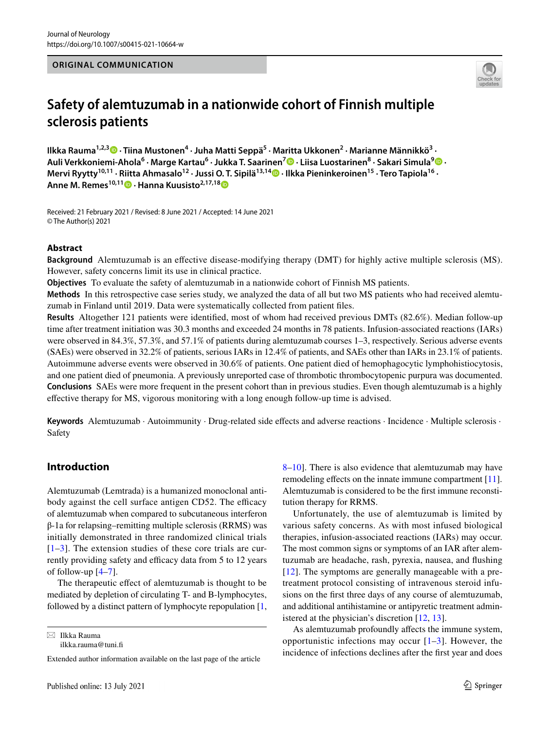ORIGINAL COMMUNICATION

# Safety of alemtuzumab in a nationwide cohort of Finnish multiple sclerosis patients

**Ilkka Rauma[1,2,3] · Tiina Mustonen[4] · Juha Matti Seppä[5] · Maritta Ukkonen[2] · Marianne Männikkö[3] · Auli Verkkoniemi-Ahola[6] · Marge Kartau[6] · Jukka T. Saarinen[7] · Liisa Luostarinen[8] · Sakari Simula[9] · Mervi Ryytty[10,11] · Riitta Ahmasalo[12] · Jussi O. T. Sipilä[13,14] · Ilkka Pieninkeroinen[15] · Tero Tapiola[16] · Anne M. Remes[10,11] · Hanna Kuusisto[2,17,18]**

Received: 21 February 2021 / Revised: 8 June 2021 / Accepted: 14 June 2021
© The Author(s) 2021

## Abstract

**Background** Alemtuzumab is an effective disease-modifying therapy (DMT) for highly active multiple sclerosis (MS). However, safety concerns limit its use in clinical practice.

**Objectives** To evaluate the safety of alemtuzumab in a nationwide cohort of Finnish MS patients.

**Methods** In this retrospective case series study, we analyzed the data of all but two MS patients who had received alemtuzumab in Finland until 2019. Data were systematically collected from patient files.

**Results** Altogether 121 patients were identified, most of whom had received previous DMTs (82.6%). Median follow-up time after treatment initiation was 30.3 months and exceeded 24 months in 78 patients. Infusion-associated reactions (IARs) were observed in 84.3%, 57.3%, and 57.1% of patients during alemtuzumab courses 1–3, respectively. Serious adverse events (SAEs) were observed in 32.2% of patients, serious IARs in 12.4% of patients, and SAEs other than IARs in 23.1% of patients. Autoimmune adverse events were observed in 30.6% of patients. One patient died of hemophagocytic lymphohistiocytosis, and one patient died of pneumonia. A previously unreported case of thrombotic thrombocytopenic purpura was documented.

**Conclusions** SAEs were more frequent in the present cohort than in previous studies. Even though alemtuzumab is a highly effective therapy for MS, vigorous monitoring with a long enough follow-up time is advised.

**Keywords** Alemtuzumab · Autoimmunity · Drug-related side effects and adverse reactions · Incidence · Multiple sclerosis · Safety

## Introduction

Alemtuzumab (Lemtrada) is a humanized monoclonal antibody against the cell surface antigen CD52. The efficacy of alemtuzumab when compared to subcutaneous interferon β-1a for relapsing–remitting multiple sclerosis (RRMS) was initially demonstrated in three randomized clinical trials [1–3]. The extension studies of these core trials are currently providing safety and efficacy data from 5 to 12 years of follow-up [4–7].

The therapeutic effect of alemtuzumab is thought to be mediated by depletion of circulating T- and B-lymphocytes, followed by a distinct pattern of lymphocyte repopulation [1, 8–10]. There is also evidence that alemtuzumab may have remodeling effects on the innate immune compartment [11]. Alemtuzumab is considered to be the first immune reconstitution therapy for RRMS.

Unfortunately, the use of alemtuzumab is limited by various safety concerns. As with most infused biological therapies, infusion-associated reactions (IARs) may occur. The most common signs or symptoms of an IAR after alemtuzumab are headache, rash, pyrexia, nausea, and flushing [12]. The symptoms are generally manageable with a pretreatment protocol consisting of intravenous steroid infusions on the first three days of any course of alemtuzumab, and additional antihistamine or antipyretic treatment administered at the physician's discretion [12, 13].

As alemtuzumab profoundly affects the immune system, opportunistic infections may occur [1–3]. However, the incidence of infections declines after the first year and does

✉ Ilkka Rauma
ilkka.rauma@tuni.fi

Extended author information available on the last page of the article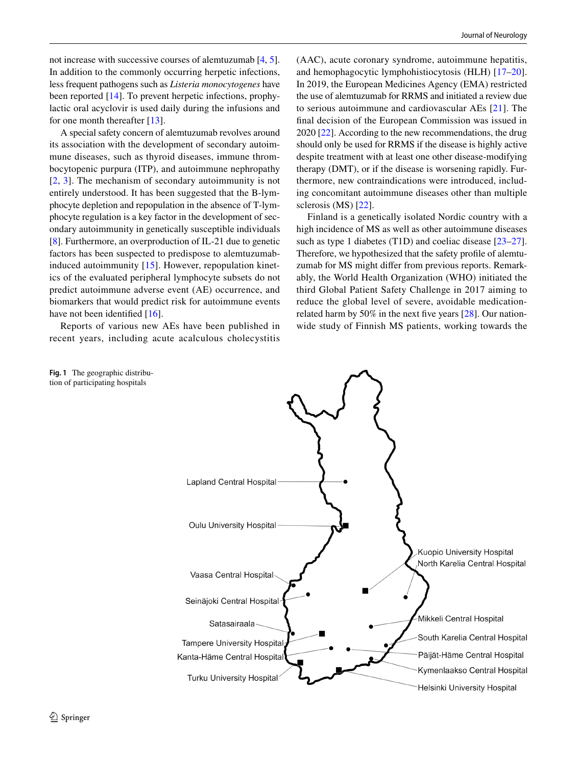not increase with successive courses of alemtuzumab [4, 5]. In addition to the commonly occurring herpetic infections, less frequent pathogens such as *Listeria monocytogenes* have been reported [14]. To prevent herpetic infections, prophylactic oral acyclovir is used daily during the infusions and for one month thereafter [13].

A special safety concern of alemtuzumab revolves around its association with the development of secondary autoimmune diseases, such as thyroid diseases, immune thrombocytopenic purpura (ITP), and autoimmune nephropathy [2, 3]. The mechanism of secondary autoimmunity is not entirely understood. It has been suggested that the B-lymphocyte depletion and repopulation in the absence of T-lymphocyte regulation is a key factor in the development of secondary autoimmunity in genetically susceptible individuals [8]. Furthermore, an overproduction of IL-21 due to genetic factors has been suspected to predispose to alemtuzumab-induced autoimmunity [15]. However, repopulation kinetics of the evaluated peripheral lymphocyte subsets do not predict autoimmune adverse event (AE) occurrence, and biomarkers that would predict risk for autoimmune events have not been identified [16].

Reports of various new AEs have been published in recent years, including acute acalculous cholecystitis (AAC), acute coronary syndrome, autoimmune hepatitis, and hemophagocytic lymphohistiocytosis (HLH) [17–20]. In 2019, the European Medicines Agency (EMA) restricted the use of alemtuzumab for RRMS and initiated a review due to serious autoimmune and cardiovascular AEs [21]. The final decision of the European Commission was issued in 2020 [22]. According to the new recommendations, the drug should only be used for RRMS if the disease is highly active despite treatment with at least one other disease-modifying therapy (DMT), or if the disease is worsening rapidly. Furthermore, new contraindications were introduced, including concomitant autoimmune diseases other than multiple sclerosis (MS) [22].

Finland is a genetically isolated Nordic country with a high incidence of MS as well as other autoimmune diseases such as type 1 diabetes (T1D) and coeliac disease [23–27]. Therefore, we hypothesized that the safety profile of alemtuzumab for MS might differ from previous reports. Remarkably, the World Health Organization (WHO) initiated the third Global Patient Safety Challenge in 2017 aiming to reduce the global level of severe, avoidable medication-related harm by 50% in the next five years [28]. Our nationwide study of Finnish MS patients, working towards the

**Fig. 1** The geographic distribution of participating hospitals

Lapland Central Hospital, Oulu University Hospital, Vaasa Central Hospital, Seinäjoki Central Hospital, Satasairaala, Tampere University Hospital, Kanta-Häme Central Hospital, Turku University Hospital, Kuopio University Hospital, North Karelia Central Hospital, Mikkeli Central Hospital, South Karelia Central Hospital, Päijät-Häme Central Hospital, Kymenlaakso Central Hospital, Helsinki University Hospital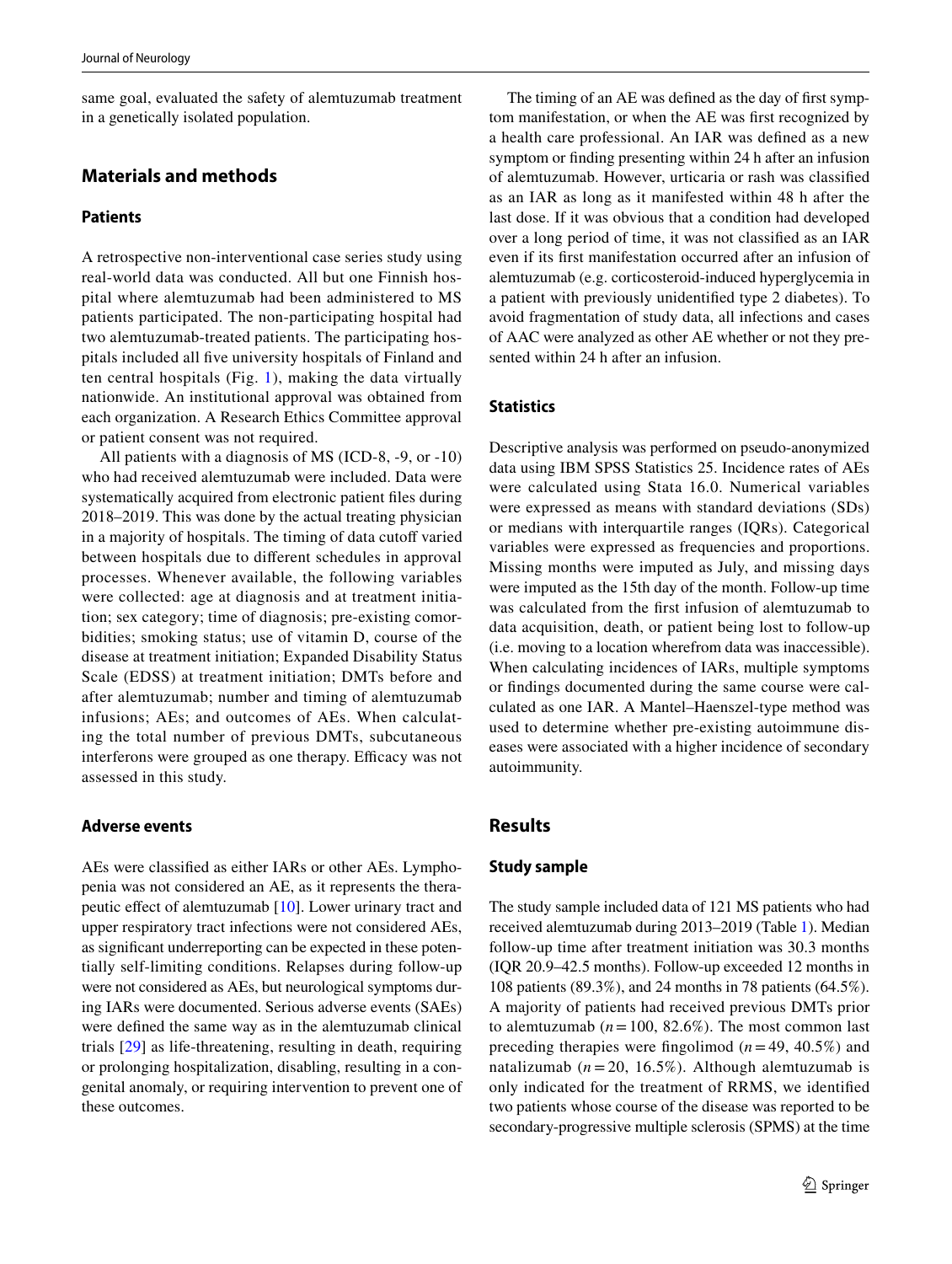same goal, evaluated the safety of alemtuzumab treatment in a genetically isolated population.

## Materials and methods

### Patients

A retrospective non-interventional case series study using real-world data was conducted. All but one Finnish hospital where alemtuzumab had been administered to MS patients participated. The non-participating hospital had two alemtuzumab-treated patients. The participating hospitals included all five university hospitals of Finland and ten central hospitals (Fig. 1), making the data virtually nationwide. An institutional approval was obtained from each organization. A Research Ethics Committee approval or patient consent was not required.

All patients with a diagnosis of MS (ICD-8, -9, or -10) who had received alemtuzumab were included. Data were systematically acquired from electronic patient files during 2018–2019. This was done by the actual treating physician in a majority of hospitals. The timing of data cutoff varied between hospitals due to different schedules in approval processes. Whenever available, the following variables were collected: age at diagnosis and at treatment initiation; sex category; time of diagnosis; pre-existing comorbidities; smoking status; use of vitamin D, course of the disease at treatment initiation; Expanded Disability Status Scale (EDSS) at treatment initiation; DMTs before and after alemtuzumab; number and timing of alemtuzumab infusions; AEs; and outcomes of AEs. When calculating the total number of previous DMTs, subcutaneous interferons were grouped as one therapy. Efficacy was not assessed in this study.

### Adverse events

AEs were classified as either IARs or other AEs. Lymphopenia was not considered an AE, as it represents the therapeutic effect of alemtuzumab [10]. Lower urinary tract and upper respiratory tract infections were not considered AEs, as significant underreporting can be expected in these potentially self-limiting conditions. Relapses during follow-up were not considered as AEs, but neurological symptoms during IARs were documented. Serious adverse events (SAEs) were defined the same way as in the alemtuzumab clinical trials [29] as life-threatening, resulting in death, requiring or prolonging hospitalization, disabling, resulting in a congenital anomaly, or requiring intervention to prevent one of these outcomes.

The timing of an AE was defined as the day of first symptom manifestation, or when the AE was first recognized by a health care professional. An IAR was defined as a new symptom or finding presenting within 24 h after an infusion of alemtuzumab. However, urticaria or rash was classified as an IAR as long as it manifested within 48 h after the last dose. If it was obvious that a condition had developed over a long period of time, it was not classified as an IAR even if its first manifestation occurred after an infusion of alemtuzumab (e.g. corticosteroid-induced hyperglycemia in a patient with previously unidentified type 2 diabetes). To avoid fragmentation of study data, all infections and cases of AAC were analyzed as other AE whether or not they presented within 24 h after an infusion.

### Statistics

Descriptive analysis was performed on pseudo-anonymized data using IBM SPSS Statistics 25. Incidence rates of AEs were calculated using Stata 16.0. Numerical variables were expressed as means with standard deviations (SDs) or medians with interquartile ranges (IQRs). Categorical variables were expressed as frequencies and proportions. Missing months were imputed as July, and missing days were imputed as the 15th day of the month. Follow-up time was calculated from the first infusion of alemtuzumab to data acquisition, death, or patient being lost to follow-up (i.e. moving to a location wherefrom data was inaccessible). When calculating incidences of IARs, multiple symptoms or findings documented during the same course were calculated as one IAR. A Mantel–Haenszel-type method was used to determine whether pre-existing autoimmune diseases were associated with a higher incidence of secondary autoimmunity.

## Results

### Study sample

The study sample included data of 121 MS patients who had received alemtuzumab during 2013–2019 (Table 1). Median follow-up time after treatment initiation was 30.3 months (IQR 20.9–42.5 months). Follow-up exceeded 12 months in 108 patients (89.3%), and 24 months in 78 patients (64.5%). A majority of patients had received previous DMTs prior to alemtuzumab ($n = 100$, 82.6%). The most common last preceding therapies were fingolimod ($n = 49$, 40.5%) and natalizumab ($n = 20$, 16.5%). Although alemtuzumab is only indicated for the treatment of RRMS, we identified two patients whose course of the disease was reported to be secondary-progressive multiple sclerosis (SPMS) at the time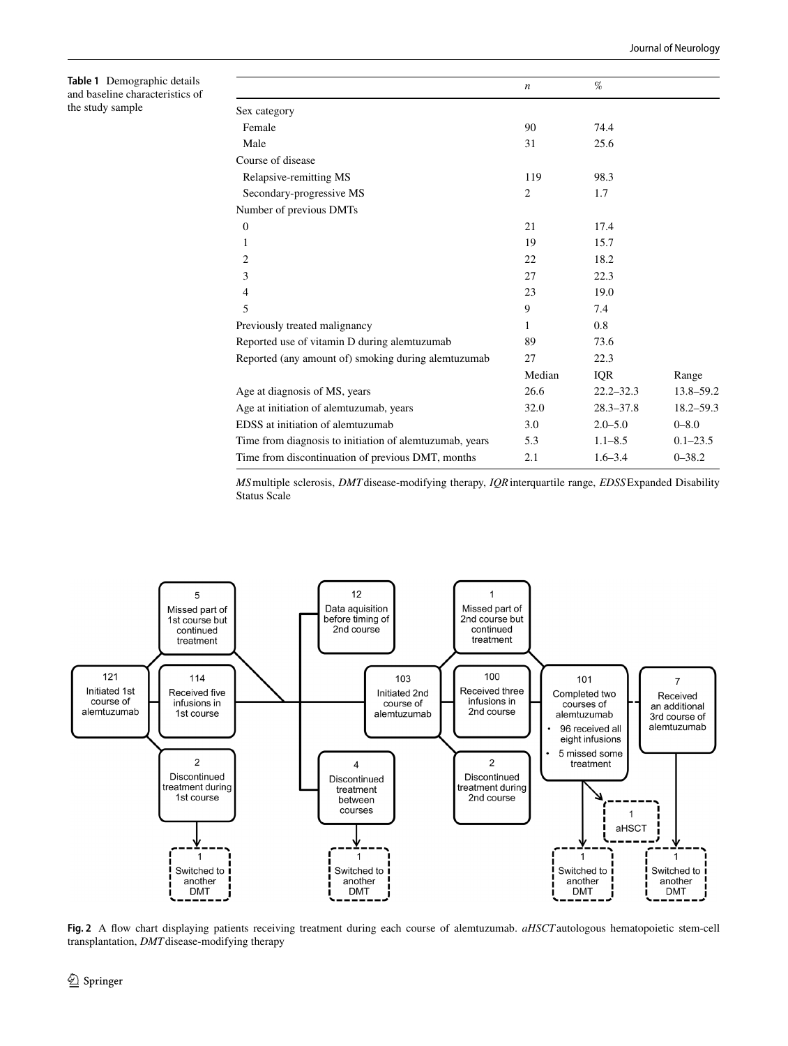**Table 1** Demographic details and baseline characteristics of the study sample

| | *n* | % | |
|---|---|---|---|
| Sex category | | | |
| Female | 90 | 74.4 | |
| Male | 31 | 25.6 | |
| Course of disease | | | |
| Relapsive-remitting MS | 119 | 98.3 | |
| Secondary-progressive MS | 2 | 1.7 | |
| Number of previous DMTs | | | |
| 0 | 21 | 17.4 | |
| 1 | 19 | 15.7 | |
| 2 | 22 | 18.2 | |
| 3 | 27 | 22.3 | |
| 4 | 23 | 19.0 | |
| 5 | 9 | 7.4 | |
| Previously treated malignancy | 1 | 0.8 | |
| Reported use of vitamin D during alemtuzumab | 89 | 73.6 | |
| Reported (any amount of) smoking during alemtuzumab | 27 | 22.3 | |
| | Median | IQR | Range |
| Age at diagnosis of MS, years | 26.6 | 22.2–32.3 | 13.8–59.2 |
| Age at initiation of alemtuzumab, years | 32.0 | 28.3–37.8 | 18.2–59.3 |
| EDSS at initiation of alemtuzumab | 3.0 | 2.0–5.0 | 0–8.0 |
| Time from diagnosis to initiation of alemtuzumab, years | 5.3 | 1.1–8.5 | 0.1–23.5 |
| Time from discontinuation of previous DMT, months | 2.1 | 1.6–3.4 | 0–38.2 |

*MS* multiple sclerosis, *DMT* disease-modifying therapy, *IQR* interquartile range, *EDSS* Expanded Disability Status Scale

**Fig. 2** A flow chart displaying patients receiving treatment during each course of alemtuzumab. *aHSCT* autologous hematopoietic stem-cell transplantation, *DMT* disease-modifying therapy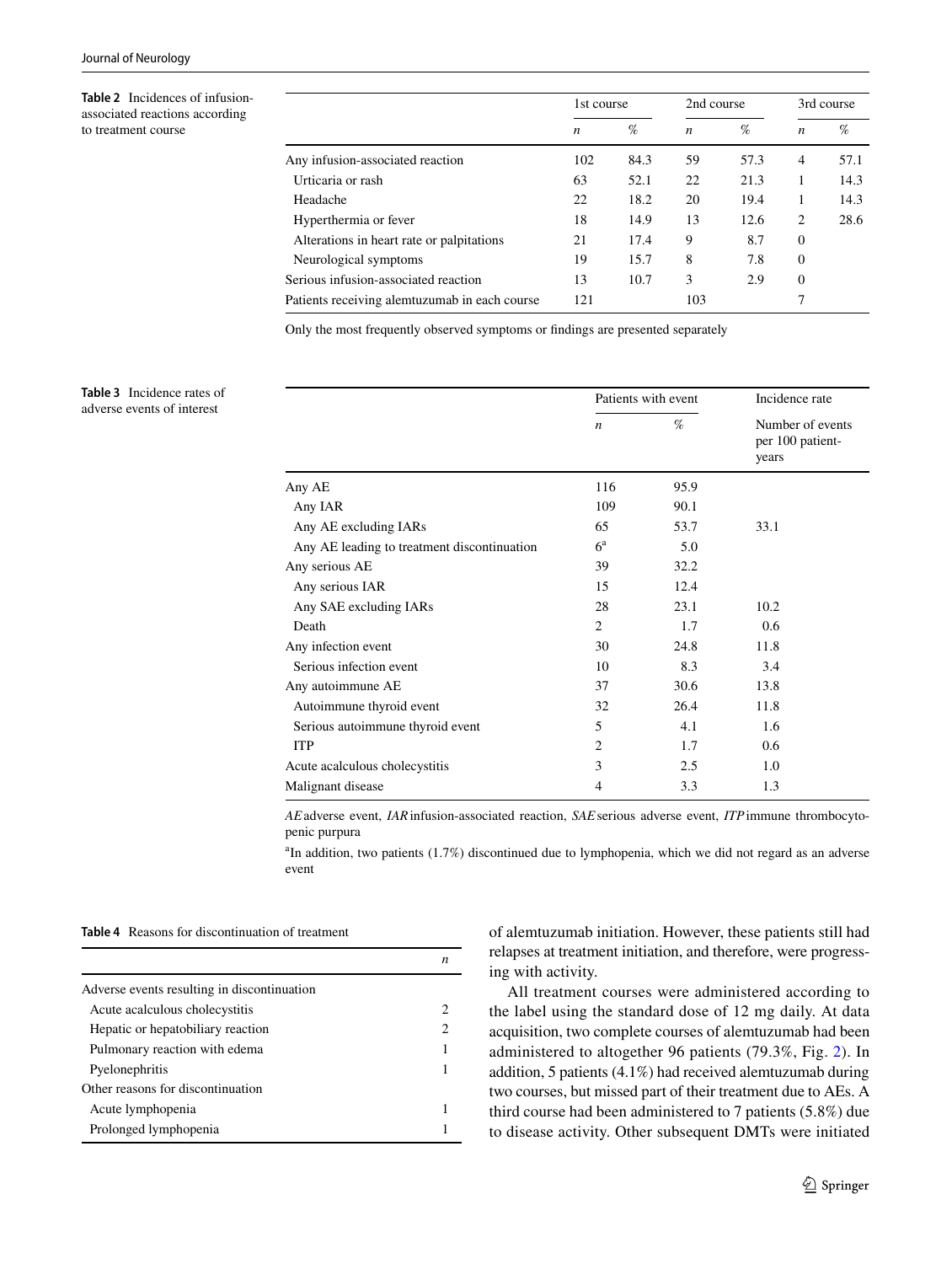**Table 2** Incidences of infusion-associated reactions according to treatment course

| | 1st course | | 2nd course | | 3rd course | |
|---|---|---|---|---|---|---|
| | *n* | % | *n* | % | *n* | % |
| Any infusion-associated reaction | 102 | 84.3 | 59 | 57.3 | 4 | 57.1 |
| Urticaria or rash | 63 | 52.1 | 22 | 21.3 | 1 | 14.3 |
| Headache | 22 | 18.2 | 20 | 19.4 | 1 | 14.3 |
| Hyperthermia or fever | 18 | 14.9 | 13 | 12.6 | 2 | 28.6 |
| Alterations in heart rate or palpitations | 21 | 17.4 | 9 | 8.7 | 0 | |
| Neurological symptoms | 19 | 15.7 | 8 | 7.8 | 0 | |
| Serious infusion-associated reaction | 13 | 10.7 | 3 | 2.9 | 0 | |
| Patients receiving alemtuzumab in each course | 121 | | 103 | | 7 | |

Only the most frequently observed symptoms or findings are presented separately

**Table 3** Incidence rates of adverse events of interest

| | Patients with event | | Incidence rate |
|---|---|---|---|
| | *n* | % | Number of events per 100 patient-years |
| Any AE | 116 | 95.9 | |
| Any IAR | 109 | 90.1 | |
| Any AE excluding IARs | 65 | 53.7 | 33.1 |
| Any AE leading to treatment discontinuation | 6[a] | 5.0 | |
| Any serious AE | 39 | 32.2 | |
| Any serious IAR | 15 | 12.4 | |
| Any SAE excluding IARs | 28 | 23.1 | 10.2 |
| Death | 2 | 1.7 | 0.6 |
| Any infection event | 30 | 24.8 | 11.8 |
| Serious infection event | 10 | 8.3 | 3.4 |
| Any autoimmune AE | 37 | 30.6 | 13.8 |
| Autoimmune thyroid event | 32 | 26.4 | 11.8 |
| Serious autoimmune thyroid event | 5 | 4.1 | 1.6 |
| ITP | 2 | 1.7 | 0.6 |
| Acute acalculous cholecystitis | 3 | 2.5 | 1.0 |
| Malignant disease | 4 | 3.3 | 1.3 |

*AE* adverse event, *IAR* infusion-associated reaction, *SAE* serious adverse event, *ITP* immune thrombocytopenic purpura

[a]In addition, two patients (1.7%) discontinued due to lymphopenia, which we did not regard as an adverse event

**Table 4** Reasons for discontinuation of treatment

| | *n* |
|---|---|
| Adverse events resulting in discontinuation | |
| Acute acalculous cholecystitis | 2 |
| Hepatic or hepatobiliary reaction | 2 |
| Pulmonary reaction with edema | 1 |
| Pyelonephritis | 1 |
| Other reasons for discontinuation | |
| Acute lymphopenia | 1 |
| Prolonged lymphopenia | 1 |

of alemtuzumab initiation. However, these patients still had relapses at treatment initiation, and therefore, were progressing with activity.

All treatment courses were administered according to the label using the standard dose of 12 mg daily. At data acquisition, two complete courses of alemtuzumab had been administered to altogether 96 patients (79.3%, Fig. 2). In addition, 5 patients (4.1%) had received alemtuzumab during two courses, but missed part of their treatment due to AEs. A third course had been administered to 7 patients (5.8%) due to disease activity. Other subsequent DMTs were initiated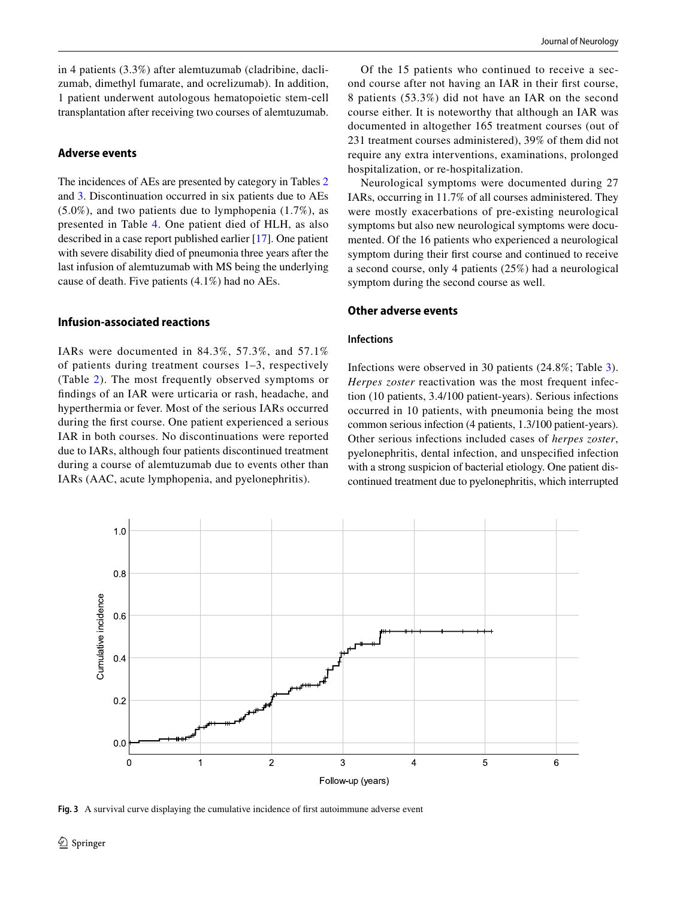in 4 patients (3.3%) after alemtuzumab (cladribine, daclizumab, dimethyl fumarate, and ocrelizumab). In addition, 1 patient underwent autologous hematopoietic stem-cell transplantation after receiving two courses of alemtuzumab.

### Adverse events

The incidences of AEs are presented by category in Tables 2 and 3. Discontinuation occurred in six patients due to AEs (5.0%), and two patients due to lymphopenia (1.7%), as presented in Table 4. One patient died of HLH, as also described in a case report published earlier [17]. One patient with severe disability died of pneumonia three years after the last infusion of alemtuzumab with MS being the underlying cause of death. Five patients (4.1%) had no AEs.

### Infusion-associated reactions

IARs were documented in 84.3%, 57.3%, and 57.1% of patients during treatment courses 1–3, respectively (Table 2). The most frequently observed symptoms or findings of an IAR were urticaria or rash, headache, and hyperthermia or fever. Most of the serious IARs occurred during the first course. One patient experienced a serious IAR in both courses. No discontinuations were reported due to IARs, although four patients discontinued treatment during a course of alemtuzumab due to events other than IARs (AAC, acute lymphopenia, and pyelonephritis).

Of the 15 patients who continued to receive a second course after not having an IAR in their first course, 8 patients (53.3%) did not have an IAR on the second course either. It is noteworthy that although an IAR was documented in altogether 165 treatment courses (out of 231 treatment courses administered), 39% of them did not require any extra interventions, examinations, prolonged hospitalization, or re-hospitalization.

Neurological symptoms were documented during 27 IARs, occurring in 11.7% of all courses administered. They were mostly exacerbations of pre-existing neurological symptoms but also new neurological symptoms were documented. Of the 16 patients who experienced a neurological symptom during their first course and continued to receive a second course, only 4 patients (25%) had a neurological symptom during the second course as well.

### Other adverse events

#### Infections

Infections were observed in 30 patients (24.8%; Table 3). *Herpes zoster* reactivation was the most frequent infection (10 patients, 3.4/100 patient-years). Serious infections occurred in 10 patients, with pneumonia being the most common serious infection (4 patients, 1.3/100 patient-years). Other serious infections included cases of *herpes zoster*, pyelonephritis, dental infection, and unspecified infection with a strong suspicion of bacterial etiology. One patient discontinued treatment due to pyelonephritis, which interrupted

**Fig. 3** A survival curve displaying the cumulative incidence of first autoimmune adverse event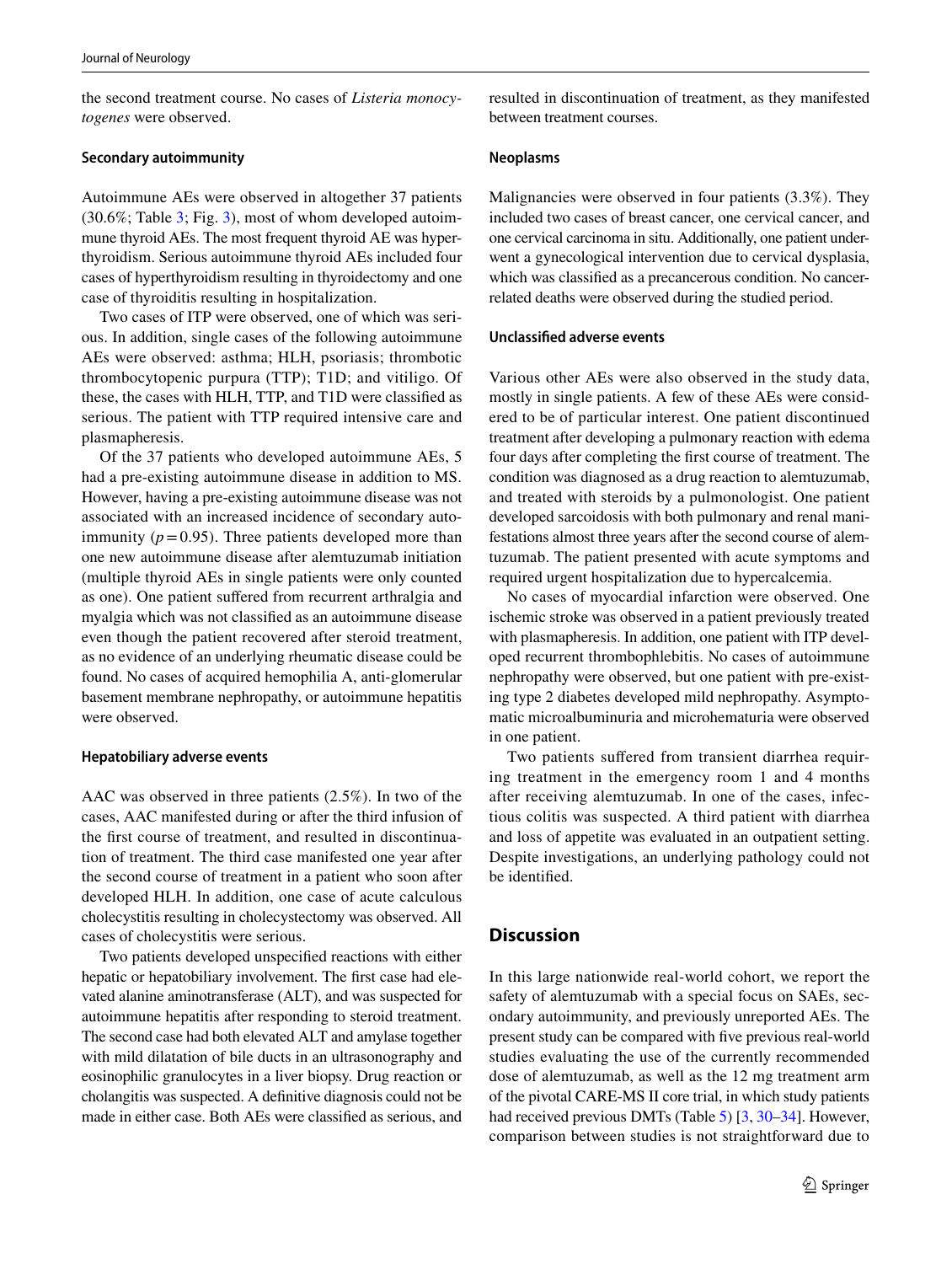the second treatment course. No cases of *Listeria monocytogenes* were observed.

### Secondary autoimmunity

Autoimmune AEs were observed in altogether 37 patients (30.6%; Table 3; Fig. 3), most of whom developed autoimmune thyroid AEs. The most frequent thyroid AE was hyperthyroidism. Serious autoimmune thyroid AEs included four cases of hyperthyroidism resulting in thyroidectomy and one case of thyroiditis resulting in hospitalization.

Two cases of ITP were observed, one of which was serious. In addition, single cases of the following autoimmune AEs were observed: asthma; HLH, psoriasis; thrombotic thrombocytopenic purpura (TTP); T1D; and vitiligo. Of these, the cases with HLH, TTP, and T1D were classified as serious. The patient with TTP required intensive care and plasmapheresis.

Of the 37 patients who developed autoimmune AEs, 5 had a pre-existing autoimmune disease in addition to MS. However, having a pre-existing autoimmune disease was not associated with an increased incidence of secondary autoimmunity ($p = 0.95$). Three patients developed more than one new autoimmune disease after alemtuzumab initiation (multiple thyroid AEs in single patients were only counted as one). One patient suffered from recurrent arthralgia and myalgia which was not classified as an autoimmune disease even though the patient recovered after steroid treatment, as no evidence of an underlying rheumatic disease could be found. No cases of acquired hemophilia A, anti-glomerular basement membrane nephropathy, or autoimmune hepatitis were observed.

### Hepatobiliary adverse events

AAC was observed in three patients (2.5%). In two of the cases, AAC manifested during or after the third infusion of the first course of treatment, and resulted in discontinuation of treatment. The third case manifested one year after the second course of treatment in a patient who soon after developed HLH. In addition, one case of acute calculous cholecystitis resulting in cholecystectomy was observed. All cases of cholecystitis were serious.

Two patients developed unspecified reactions with either hepatic or hepatobiliary involvement. The first case had elevated alanine aminotransferase (ALT), and was suspected for autoimmune hepatitis after responding to steroid treatment. The second case had both elevated ALT and amylase together with mild dilatation of bile ducts in an ultrasonography and eosinophilic granulocytes in a liver biopsy. Drug reaction or cholangitis was suspected. A definitive diagnosis could not be made in either case. Both AEs were classified as serious, and resulted in discontinuation of treatment, as they manifested between treatment courses.

### Neoplasms

Malignancies were observed in four patients (3.3%). They included two cases of breast cancer, one cervical cancer, and one cervical carcinoma in situ. Additionally, one patient underwent a gynecological intervention due to cervical dysplasia, which was classified as a precancerous condition. No cancer-related deaths were observed during the studied period.

### Unclassified adverse events

Various other AEs were also observed in the study data, mostly in single patients. A few of these AEs were considered to be of particular interest. One patient discontinued treatment after developing a pulmonary reaction with edema four days after completing the first course of treatment. The condition was diagnosed as a drug reaction to alemtuzumab, and treated with steroids by a pulmonologist. One patient developed sarcoidosis with both pulmonary and renal manifestations almost three years after the second course of alemtuzumab. The patient presented with acute symptoms and required urgent hospitalization due to hypercalcemia.

No cases of myocardial infarction were observed. One ischemic stroke was observed in a patient previously treated with plasmapheresis. In addition, one patient with ITP developed recurrent thrombophlebitis. No cases of autoimmune nephropathy were observed, but one patient with pre-existing type 2 diabetes developed mild nephropathy. Asymptomatic microalbuminuria and microhematuria were observed in one patient.

Two patients suffered from transient diarrhea requiring treatment in the emergency room 1 and 4 months after receiving alemtuzumab. In one of the cases, infectious colitis was suspected. A third patient with diarrhea and loss of appetite was evaluated in an outpatient setting. Despite investigations, an underlying pathology could not be identified.

## Discussion

In this large nationwide real-world cohort, we report the safety of alemtuzumab with a special focus on SAEs, secondary autoimmunity, and previously unreported AEs. The present study can be compared with five previous real-world studies evaluating the use of the currently recommended dose of alemtuzumab, as well as the 12 mg treatment arm of the pivotal CARE-MS II core trial, in which study patients had received previous DMTs (Table 5) [3, 30–34]. However, comparison between studies is not straightforward due to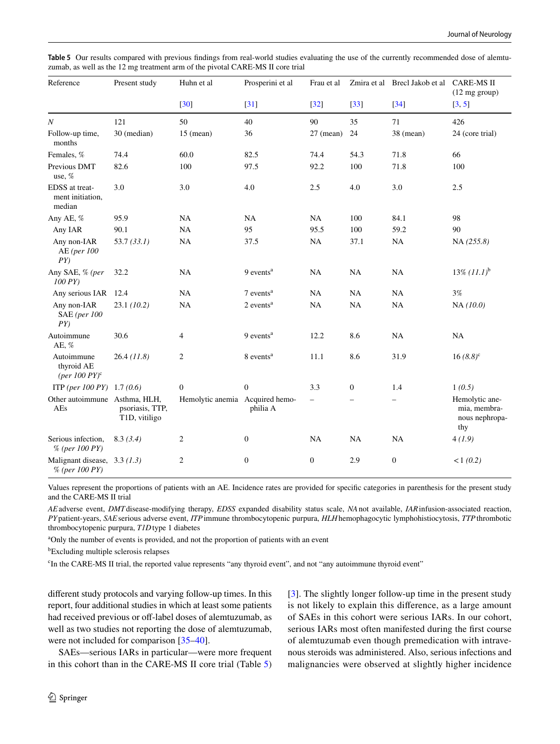**Table 5** Our results compared with previous findings from real-world studies evaluating the use of the currently recommended dose of alemtuzumab, as well as the 12 mg treatment arm of the pivotal CARE-MS II core trial

| Reference | Present study | Huhn et al [30] | Prosperini et al [31] | Frau et al [32] | Zmira et al [33] | Brecl Jakob et al [34] | CARE-MS II (12 mg group) [3, 5] |
|---|---|---|---|---|---|---|---|
| *N* | 121 | 50 | 40 | 90 | 35 | 71 | 426 |
| Follow-up time, months | 30 (median) | 15 (mean) | 36 | 27 (mean) | 24 | 38 (mean) | 24 (core trial) |
| Females, % | 74.4 | 60.0 | 82.5 | 74.4 | 54.3 | 71.8 | 66 |
| Previous DMT use, % | 82.6 | 100 | 97.5 | 92.2 | 100 | 71.8 | 100 |
| EDSS at treatment initiation, median | 3.0 | 3.0 | 4.0 | 2.5 | 4.0 | 3.0 | 2.5 |
| Any AE, % | 95.9 | NA | NA | NA | 100 | 84.1 | 98 |
| Any IAR | 90.1 | NA | 95 | 95.5 | 100 | 59.2 | 90 |
| Any non-IAR AE *(per 100 PY)* | 53.7 *(33.1)* | NA | 37.5 | NA | 37.1 | NA | NA *(255.8)* |
| Any SAE, % *(per 100 PY)* | 32.2 | NA | 9 events[a] | NA | NA | NA | 13% *(11.1)*[b] |
| Any serious IAR | 12.4 | NA | 7 events[a] | NA | NA | NA | 3% |
| Any non-IAR SAE *(per 100 PY)* | 23.1 *(10.2)* | NA | 2 events[a] | NA | NA | NA | NA *(10.0)* |
| Autoimmune AE, % | 30.6 | 4 | 9 events[a] | 12.2 | 8.6 | NA | NA |
| Autoimmune thyroid AE *(per 100 PY)*[c] | 26.4 *(11.8)* | 2 | 8 events[a] | 11.1 | 8.6 | 31.9 | 16 *(8.8)*[c] |
| ITP *(per 100 PY)* | 1.7 *(0.6)* | 0 | 0 | 3.3 | 0 | 1.4 | 1 *(0.5)* |
| Other autoimmune AEs | Asthma, HLH, psoriasis, TTP, T1D, vitiligo | Hemolytic anemia | Acquired hemophilia A | – | – | – | Hemolytic anemia, membranous nephropathy |
| Serious infection, % *(per 100 PY)* | 8.3 *(3.4)* | 2 | 0 | NA | NA | NA | 4 *(1.9)* |
| Malignant disease, % *(per 100 PY)* | 3.3 *(1.3)* | 2 | 0 | 0 | 2.9 | 0 | < 1 *(0.2)* |

Values represent the proportions of patients with an AE. Incidence rates are provided for specific categories in parenthesis for the present study and the CARE-MS II trial

*AE* adverse event, *DMT* disease-modifying therapy, *EDSS* expanded disability status scale, *NA* not available, *IAR* infusion-associated reaction, *PY* patient-years, *SAE* serious adverse event, *ITP* immune thrombocytopenic purpura, *HLH* hemophagocytic lymphohistiocytosis, *TTP* thrombotic thrombocytopenic purpura, *T1D* type 1 diabetes

[a]Only the number of events is provided, and not the proportion of patients with an event

[b]Excluding multiple sclerosis relapses

[c]In the CARE-MS II trial, the reported value represents "any thyroid event", and not "any autoimmune thyroid event"

different study protocols and varying follow-up times. In this report, four additional studies in which at least some patients had received previous or off-label doses of alemtuzumab, as well as two studies not reporting the dose of alemtuzumab, were not included for comparison [35–40].

SAEs—serious IARs in particular—were more frequent in this cohort than in the CARE-MS II core trial (Table 5) [3]. The slightly longer follow-up time in the present study is not likely to explain this difference, as a large amount of SAEs in this cohort were serious IARs. In our cohort, serious IARs most often manifested during the first course of alemtuzumab even though premedication with intravenous steroids was administered. Also, serious infections and malignancies were observed at slightly higher incidence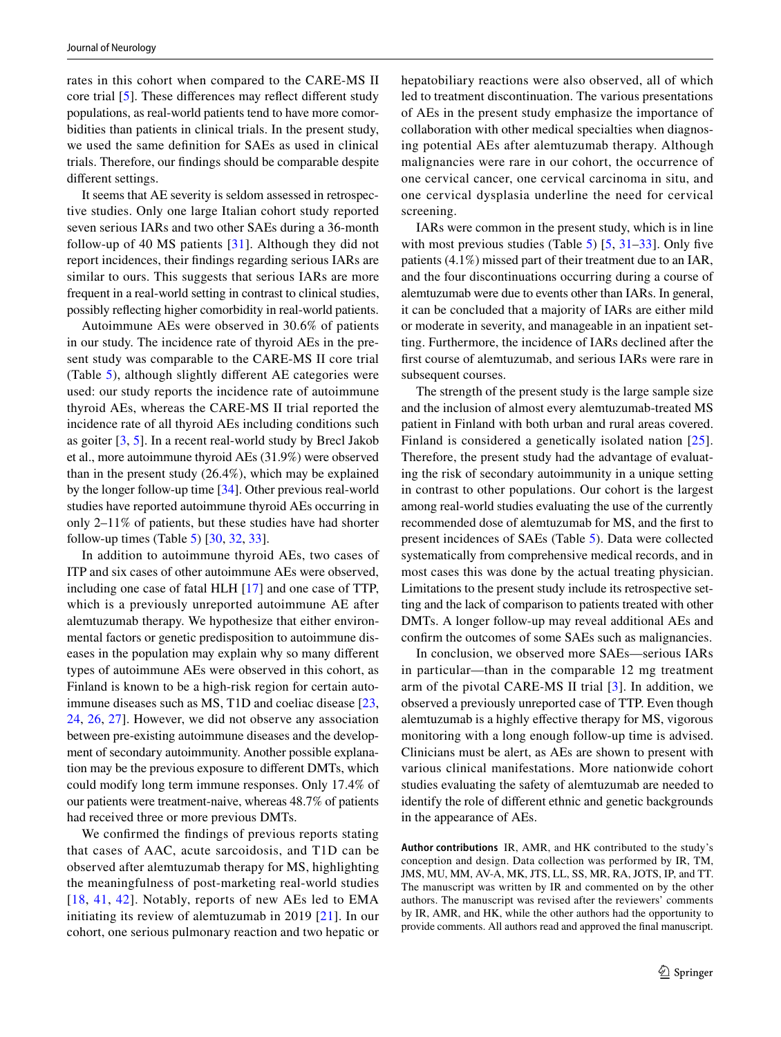rates in this cohort when compared to the CARE-MS II core trial [5]. These differences may reflect different study populations, as real-world patients tend to have more comorbidities than patients in clinical trials. In the present study, we used the same definition for SAEs as used in clinical trials. Therefore, our findings should be comparable despite different settings.

It seems that AE severity is seldom assessed in retrospective studies. Only one large Italian cohort study reported seven serious IARs and two other SAEs during a 36-month follow-up of 40 MS patients [31]. Although they did not report incidences, their findings regarding serious IARs are similar to ours. This suggests that serious IARs are more frequent in a real-world setting in contrast to clinical studies, possibly reflecting higher comorbidity in real-world patients.

Autoimmune AEs were observed in 30.6% of patients in our study. The incidence rate of thyroid AEs in the present study was comparable to the CARE-MS II core trial (Table 5), although slightly different AE categories were used: our study reports the incidence rate of autoimmune thyroid AEs, whereas the CARE-MS II trial reported the incidence rate of all thyroid AEs including conditions such as goiter [3, 5]. In a recent real-world study by Brecl Jakob et al., more autoimmune thyroid AEs (31.9%) were observed than in the present study (26.4%), which may be explained by the longer follow-up time [34]. Other previous real-world studies have reported autoimmune thyroid AEs occurring in only 2–11% of patients, but these studies have had shorter follow-up times (Table 5) [30, 32, 33].

In addition to autoimmune thyroid AEs, two cases of ITP and six cases of other autoimmune AEs were observed, including one case of fatal HLH [17] and one case of TTP, which is a previously unreported autoimmune AE after alemtuzumab therapy. We hypothesize that either environmental factors or genetic predisposition to autoimmune diseases in the population may explain why so many different types of autoimmune AEs were observed in this cohort, as Finland is known to be a high-risk region for certain autoimmune diseases such as MS, T1D and coeliac disease [23, 24, 26, 27]. However, we did not observe any association between pre-existing autoimmune diseases and the development of secondary autoimmunity. Another possible explanation may be the previous exposure to different DMTs, which could modify long term immune responses. Only 17.4% of our patients were treatment-naive, whereas 48.7% of patients had received three or more previous DMTs.

We confirmed the findings of previous reports stating that cases of AAC, acute sarcoidosis, and T1D can be observed after alemtuzumab therapy for MS, highlighting the meaningfulness of post-marketing real-world studies [18, 41, 42]. Notably, reports of new AEs led to EMA initiating its review of alemtuzumab in 2019 [21]. In our cohort, one serious pulmonary reaction and two hepatic or hepatobiliary reactions were also observed, all of which led to treatment discontinuation. The various presentations of AEs in the present study emphasize the importance of collaboration with other medical specialties when diagnosing potential AEs after alemtuzumab therapy. Although malignancies were rare in our cohort, the occurrence of one cervical cancer, one cervical carcinoma in situ, and one cervical dysplasia underline the need for cervical screening.

IARs were common in the present study, which is in line with most previous studies (Table 5) [5, 31–33]. Only five patients (4.1%) missed part of their treatment due to an IAR, and the four discontinuations occurring during a course of alemtuzumab were due to events other than IARs. In general, it can be concluded that a majority of IARs are either mild or moderate in severity, and manageable in an inpatient setting. Furthermore, the incidence of IARs declined after the first course of alemtuzumab, and serious IARs were rare in subsequent courses.

The strength of the present study is the large sample size and the inclusion of almost every alemtuzumab-treated MS patient in Finland with both urban and rural areas covered. Finland is considered a genetically isolated nation [25]. Therefore, the present study had the advantage of evaluating the risk of secondary autoimmunity in a unique setting in contrast to other populations. Our cohort is the largest among real-world studies evaluating the use of the currently recommended dose of alemtuzumab for MS, and the first to present incidences of SAEs (Table 5). Data were collected systematically from comprehensive medical records, and in most cases this was done by the actual treating physician. Limitations to the present study include its retrospective setting and the lack of comparison to patients treated with other DMTs. A longer follow-up may reveal additional AEs and confirm the outcomes of some SAEs such as malignancies.

In conclusion, we observed more SAEs—serious IARs in particular—than in the comparable 12 mg treatment arm of the pivotal CARE-MS II trial [3]. In addition, we observed a previously unreported case of TTP. Even though alemtuzumab is a highly effective therapy for MS, vigorous monitoring with a long enough follow-up time is advised. Clinicians must be alert, as AEs are shown to present with various clinical manifestations. More nationwide cohort studies evaluating the safety of alemtuzumab are needed to identify the role of different ethnic and genetic backgrounds in the appearance of AEs.

**Author contributions** IR, AMR, and HK contributed to the study's conception and design. Data collection was performed by IR, TM, JMS, MU, MM, AV-A, MK, JTS, LL, SS, MR, RA, JOTS, IP, and TT. The manuscript was written by IR and commented on by the other authors. The manuscript was revised after the reviewers' comments by IR, AMR, and HK, while the other authors had the opportunity to provide comments. All authors read and approved the final manuscript.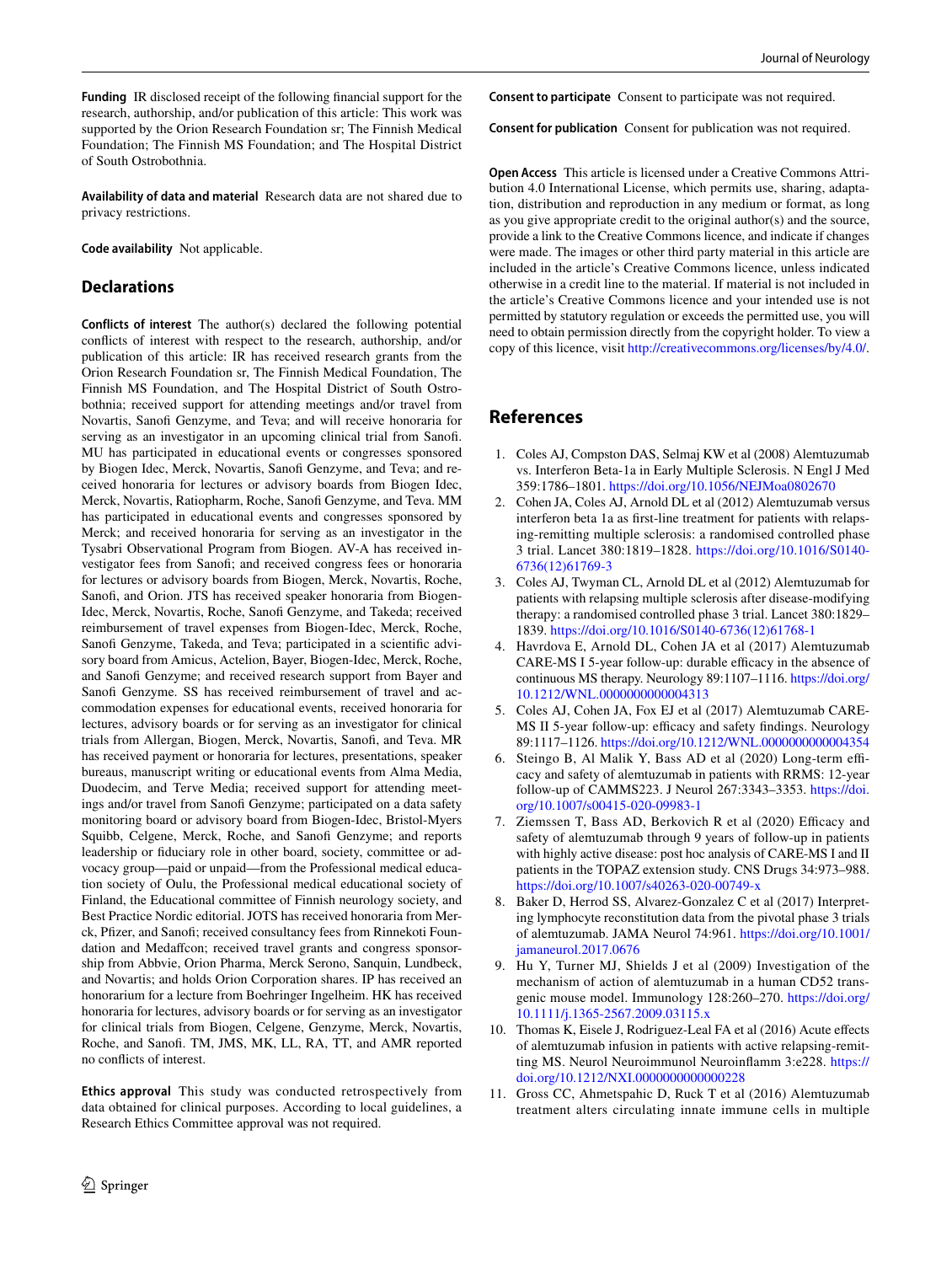**Funding** IR disclosed receipt of the following financial support for the research, authorship, and/or publication of this article: This work was supported by the Orion Research Foundation sr; The Finnish Medical Foundation; The Finnish MS Foundation; and The Hospital District of South Ostrobothnia.

**Availability of data and material** Research data are not shared due to privacy restrictions.

**Code availability** Not applicable.

## Declarations

**Conflicts of interest** The author(s) declared the following potential conflicts of interest with respect to the research, authorship, and/or publication of this article: IR has received research grants from the Orion Research Foundation sr, The Finnish Medical Foundation, The Finnish MS Foundation, and The Hospital District of South Ostrobothnia; received support for attending meetings and/or travel from Novartis, Sanofi Genzyme, and Teva; and will receive honoraria for serving as an investigator in an upcoming clinical trial from Sanofi. MU has participated in educational events or congresses sponsored by Biogen Idec, Merck, Novartis, Sanofi Genzyme, and Teva; and received honoraria for lectures or advisory boards from Biogen Idec, Merck, Novartis, Ratiopharm, Roche, Sanofi Genzyme, and Teva. MM has participated in educational events and congresses sponsored by Merck; and received honoraria for serving as an investigator in the Tysabri Observational Program from Biogen. AV-A has received investigator fees from Sanofi; and received congress fees or honoraria for lectures or advisory boards from Biogen, Merck, Novartis, Roche, Sanofi, and Orion. JTS has received speaker honoraria from Biogen-Idec, Merck, Novartis, Roche, Sanofi Genzyme, and Takeda; received reimbursement of travel expenses from Biogen-Idec, Merck, Roche, Sanofi Genzyme, Takeda, and Teva; participated in a scientific advisory board from Amicus, Actelion, Bayer, Biogen-Idec, Merck, Roche, and Sanofi Genzyme; and received research support from Bayer and Sanofi Genzyme. SS has received reimbursement of travel and accommodation expenses for educational events, received honoraria for lectures, advisory boards or for serving as an investigator for clinical trials from Allergan, Biogen, Merck, Novartis, Sanofi, and Teva. MR has received payment or honoraria for lectures, presentations, speaker bureaus, manuscript writing or educational events from Alma Media, Duodecim, and Terve Media; received support for attending meetings and/or travel from Sanofi Genzyme; participated on a data safety monitoring board or advisory board from Biogen-Idec, Bristol-Myers Squibb, Celgene, Merck, Roche, and Sanofi Genzyme; and reports leadership or fiduciary role in other board, society, committee or advocacy group—paid or unpaid—from the Professional medical education society of Oulu, the Professional medical educational society of Finland, the Educational committee of Finnish neurology society, and Best Practice Nordic editorial. JOTS has received honoraria from Merck, Pfizer, and Sanofi; received consultancy fees from Rinnekoti Foundation and Medaffcon; received travel grants and congress sponsorship from Abbvie, Orion Pharma, Merck Serono, Sanquin, Lundbeck, and Novartis; and holds Orion Corporation shares. IP has received an honorarium for a lecture from Boehringer Ingelheim. HK has received honoraria for lectures, advisory boards or for serving as an investigator for clinical trials from Biogen, Celgene, Genzyme, Merck, Novartis, Roche, and Sanofi. TM, JMS, MK, LL, RA, TT, and AMR reported no conflicts of interest.

**Ethics approval** This study was conducted retrospectively from data obtained for clinical purposes. According to local guidelines, a Research Ethics Committee approval was not required.

**Consent to participate** Consent to participate was not required.

**Consent for publication** Consent for publication was not required.

**Open Access** This article is licensed under a Creative Commons Attribution 4.0 International License, which permits use, sharing, adaptation, distribution and reproduction in any medium or format, as long as you give appropriate credit to the original author(s) and the source, provide a link to the Creative Commons licence, and indicate if changes were made. The images or other third party material in this article are included in the article's Creative Commons licence, unless indicated otherwise in a credit line to the material. If material is not included in the article's Creative Commons licence and your intended use is not permitted by statutory regulation or exceeds the permitted use, you will need to obtain permission directly from the copyright holder. To view a copy of this licence, visit http://creativecommons.org/licenses/by/4.0/.

## References

1. Coles AJ, Compston DAS, Selmaj KW et al (2008) Alemtuzumab vs. Interferon Beta-1a in Early Multiple Sclerosis. N Engl J Med 359:1786–1801. https://doi.org/10.1056/NEJMoa0802670
2. Cohen JA, Coles AJ, Arnold DL et al (2012) Alemtuzumab versus interferon beta 1a as first-line treatment for patients with relapsing-remitting multiple sclerosis: a randomised controlled phase 3 trial. Lancet 380:1819–1828. https://doi.org/10.1016/S0140-6736(12)61769-3
3. Coles AJ, Twyman CL, Arnold DL et al (2012) Alemtuzumab for patients with relapsing multiple sclerosis after disease-modifying therapy: a randomised controlled phase 3 trial. Lancet 380:1829–1839. https://doi.org/10.1016/S0140-6736(12)61768-1
4. Havrdova E, Arnold DL, Cohen JA et al (2017) Alemtuzumab CARE-MS I 5-year follow-up: durable efficacy in the absence of continuous MS therapy. Neurology 89:1107–1116. https://doi.org/10.1212/WNL.0000000000004313
5. Coles AJ, Cohen JA, Fox EJ et al (2017) Alemtuzumab CARE-MS II 5-year follow-up: efficacy and safety findings. Neurology 89:1117–1126. https://doi.org/10.1212/WNL.0000000000004354
6. Steingo B, Al Malik Y, Bass AD et al (2020) Long-term efficacy and safety of alemtuzumab in patients with RRMS: 12-year follow-up of CAMMS223. J Neurol 267:3343–3353. https://doi.org/10.1007/s00415-020-09983-1
7. Ziemssen T, Bass AD, Berkovich R et al (2020) Efficacy and safety of alemtuzumab through 9 years of follow-up in patients with highly active disease: post hoc analysis of CARE-MS I and II patients in the TOPAZ extension study. CNS Drugs 34:973–988. https://doi.org/10.1007/s40263-020-00749-x
8. Baker D, Herrod SS, Alvarez-Gonzalez C et al (2017) Interpreting lymphocyte reconstitution data from the pivotal phase 3 trials of alemtuzumab. JAMA Neurol 74:961. https://doi.org/10.1001/jamaneurol.2017.0676
9. Hu Y, Turner MJ, Shields J et al (2009) Investigation of the mechanism of action of alemtuzumab in a human CD52 transgenic mouse model. Immunology 128:260–270. https://doi.org/10.1111/j.1365-2567.2009.03115.x
10. Thomas K, Eisele J, Rodriguez-Leal FA et al (2016) Acute effects of alemtuzumab infusion in patients with active relapsing-remitting MS. Neurol Neuroimmunol Neuroinflamm 3:e228. https://doi.org/10.1212/NXI.0000000000000228
11. Gross CC, Ahmetspahic D, Ruck T et al (2016) Alemtuzumab treatment alters circulating innate immune cells in multiple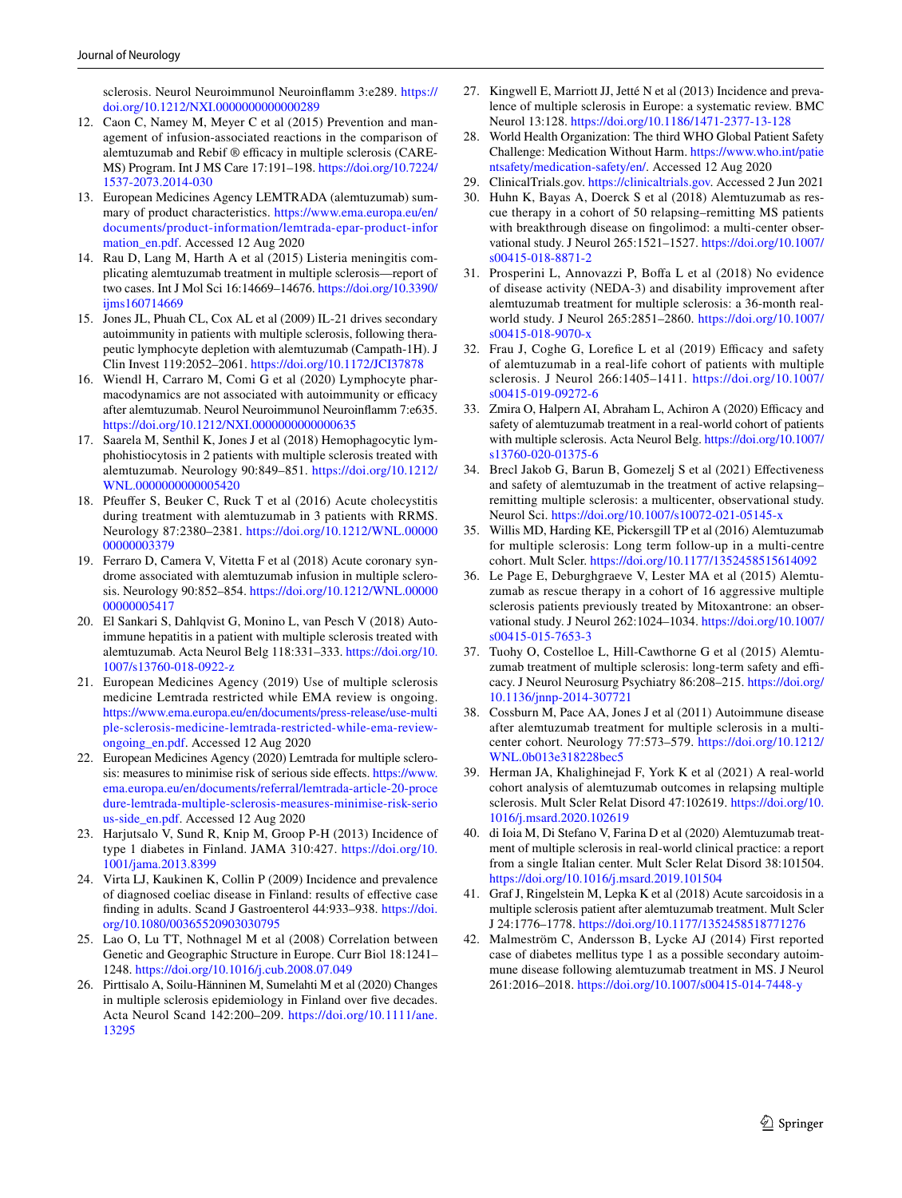sclerosis. Neurol Neuroimmunol Neuroinflamm 3:e289. https://doi.org/10.1212/NXI.0000000000000289

12. Caon C, Namey M, Meyer C et al (2015) Prevention and management of infusion-associated reactions in the comparison of alemtuzumab and Rebif ® efficacy in multiple sclerosis (CARE-MS) Program. Int J MS Care 17:191–198. https://doi.org/10.7224/1537-2073.2014-030
13. European Medicines Agency LEMTRADA (alemtuzumab) summary of product characteristics. https://www.ema.europa.eu/en/documents/product-information/lemtrada-epar-product-information_en.pdf. Accessed 12 Aug 2020
14. Rau D, Lang M, Harth A et al (2015) Listeria meningitis complicating alemtuzumab treatment in multiple sclerosis—report of two cases. Int J Mol Sci 16:14669–14676. https://doi.org/10.3390/ijms160714669
15. Jones JL, Phuah CL, Cox AL et al (2009) IL-21 drives secondary autoimmunity in patients with multiple sclerosis, following therapeutic lymphocyte depletion with alemtuzumab (Campath-1H). J Clin Invest 119:2052–2061. https://doi.org/10.1172/JCI37878
16. Wiendl H, Carraro M, Comi G et al (2020) Lymphocyte pharmacodynamics are not associated with autoimmunity or efficacy after alemtuzumab. Neurol Neuroimmunol Neuroinflamm 7:e635. https://doi.org/10.1212/NXI.0000000000000635
17. Saarela M, Senthil K, Jones J et al (2018) Hemophagocytic lymphohistiocytosis in 2 patients with multiple sclerosis treated with alemtuzumab. Neurology 90:849–851. https://doi.org/10.1212/WNL.0000000000005420
18. Pfeuffer S, Beuker C, Ruck T et al (2016) Acute cholecystitis during treatment with alemtuzumab in 3 patients with RRMS. Neurology 87:2380–2381. https://doi.org/10.1212/WNL.0000000000003379
19. Ferraro D, Camera V, Vitetta F et al (2018) Acute coronary syndrome associated with alemtuzumab infusion in multiple sclerosis. Neurology 90:852–854. https://doi.org/10.1212/WNL.0000000000005417
20. El Sankari S, Dahlqvist G, Monino L, van Pesch V (2018) Autoimmune hepatitis in a patient with multiple sclerosis treated with alemtuzumab. Acta Neurol Belg 118:331–333. https://doi.org/10.1007/s13760-018-0922-z
21. European Medicines Agency (2019) Use of multiple sclerosis medicine Lemtrada restricted while EMA review is ongoing. https://www.ema.europa.eu/en/documents/press-release/use-multiple-sclerosis-medicine-lemtrada-restricted-while-ema-review-ongoing_en.pdf. Accessed 12 Aug 2020
22. European Medicines Agency (2020) Lemtrada for multiple sclerosis: measures to minimise risk of serious side effects. https://www.ema.europa.eu/en/documents/referral/lemtrada-article-20-procedure-lemtrada-multiple-sclerosis-measures-minimise-risk-serious-side_en.pdf. Accessed 12 Aug 2020
23. Harjutsalo V, Sund R, Knip M, Groop P-H (2013) Incidence of type 1 diabetes in Finland. JAMA 310:427. https://doi.org/10.1001/jama.2013.8399
24. Virta LJ, Kaukinen K, Collin P (2009) Incidence and prevalence of diagnosed coeliac disease in Finland: results of effective case finding in adults. Scand J Gastroenterol 44:933–938. https://doi.org/10.1080/00365520903030795
25. Lao O, Lu TT, Nothnagel M et al (2008) Correlation between Genetic and Geographic Structure in Europe. Curr Biol 18:1241–1248. https://doi.org/10.1016/j.cub.2008.07.049
26. Pirttisalo A, Soilu-Hänninen M, Sumelahti M et al (2020) Changes in multiple sclerosis epidemiology in Finland over five decades. Acta Neurol Scand 142:200–209. https://doi.org/10.1111/ane.13295
27. Kingwell E, Marriott JJ, Jetté N et al (2013) Incidence and prevalence of multiple sclerosis in Europe: a systematic review. BMC Neurol 13:128. https://doi.org/10.1186/1471-2377-13-128
28. World Health Organization: The third WHO Global Patient Safety Challenge: Medication Without Harm. https://www.who.int/patientsafety/medication-safety/en/. Accessed 12 Aug 2020
29. ClinicalTrials.gov. https://clinicaltrials.gov. Accessed 2 Jun 2021
30. Huhn K, Bayas A, Doerck S et al (2018) Alemtuzumab as rescue therapy in a cohort of 50 relapsing–remitting MS patients with breakthrough disease on fingolimod: a multi-center observational study. J Neurol 265:1521–1527. https://doi.org/10.1007/s00415-018-8871-2
31. Prosperini L, Annovazzi P, Boffa L et al (2018) No evidence of disease activity (NEDA-3) and disability improvement after alemtuzumab treatment for multiple sclerosis: a 36-month real-world study. J Neurol 265:2851–2860. https://doi.org/10.1007/s00415-018-9070-x
32. Frau J, Coghe G, Lorefice L et al (2019) Efficacy and safety of alemtuzumab in a real-life cohort of patients with multiple sclerosis. J Neurol 266:1405–1411. https://doi.org/10.1007/s00415-019-09272-6
33. Zmira O, Halpern AI, Abraham L, Achiron A (2020) Efficacy and safety of alemtuzumab treatment in a real-world cohort of patients with multiple sclerosis. Acta Neurol Belg. https://doi.org/10.1007/s13760-020-01375-6
34. Brecl Jakob G, Barun B, Gomezelj S et al (2021) Effectiveness and safety of alemtuzumab in the treatment of active relapsing–remitting multiple sclerosis: a multicenter, observational study. Neurol Sci. https://doi.org/10.1007/s10072-021-05145-x
35. Willis MD, Harding KE, Pickersgill TP et al (2016) Alemtuzumab for multiple sclerosis: Long term follow-up in a multi-centre cohort. Mult Scler. https://doi.org/10.1177/1352458515614092
36. Le Page E, Deburghgraeve V, Lester MA et al (2015) Alemtuzumab as rescue therapy in a cohort of 16 aggressive multiple sclerosis patients previously treated by Mitoxantrone: an observational study. J Neurol 262:1024–1034. https://doi.org/10.1007/s00415-015-7653-3
37. Tuohy O, Costelloe L, Hill-Cawthorne G et al (2015) Alemtuzumab treatment of multiple sclerosis: long-term safety and efficacy. J Neurol Neurosurg Psychiatry 86:208–215. https://doi.org/10.1136/jnnp-2014-307721
38. Cossburn M, Pace AA, Jones J et al (2011) Autoimmune disease after alemtuzumab treatment for multiple sclerosis in a multicenter cohort. Neurology 77:573–579. https://doi.org/10.1212/WNL.0b013e318228bec5
39. Herman JA, Khalighinejad F, York K et al (2021) A real-world cohort analysis of alemtuzumab outcomes in relapsing multiple sclerosis. Mult Scler Relat Disord 47:102619. https://doi.org/10.1016/j.msard.2020.102619
40. di Ioia M, Di Stefano V, Farina D et al (2020) Alemtuzumab treatment of multiple sclerosis in real-world clinical practice: a report from a single Italian center. Mult Scler Relat Disord 38:101504. https://doi.org/10.1016/j.msard.2019.101504
41. Graf J, Ringelstein M, Lepka K et al (2018) Acute sarcoidosis in a multiple sclerosis patient after alemtuzumab treatment. Mult Scler J 24:1776–1778. https://doi.org/10.1177/1352458518771276
42. Malmeström C, Andersson B, Lycke AJ (2014) First reported case of diabetes mellitus type 1 as a possible secondary autoimmune disease following alemtuzumab treatment in MS. J Neurol 261:2016–2018. https://doi.org/10.1007/s00415-014-7448-y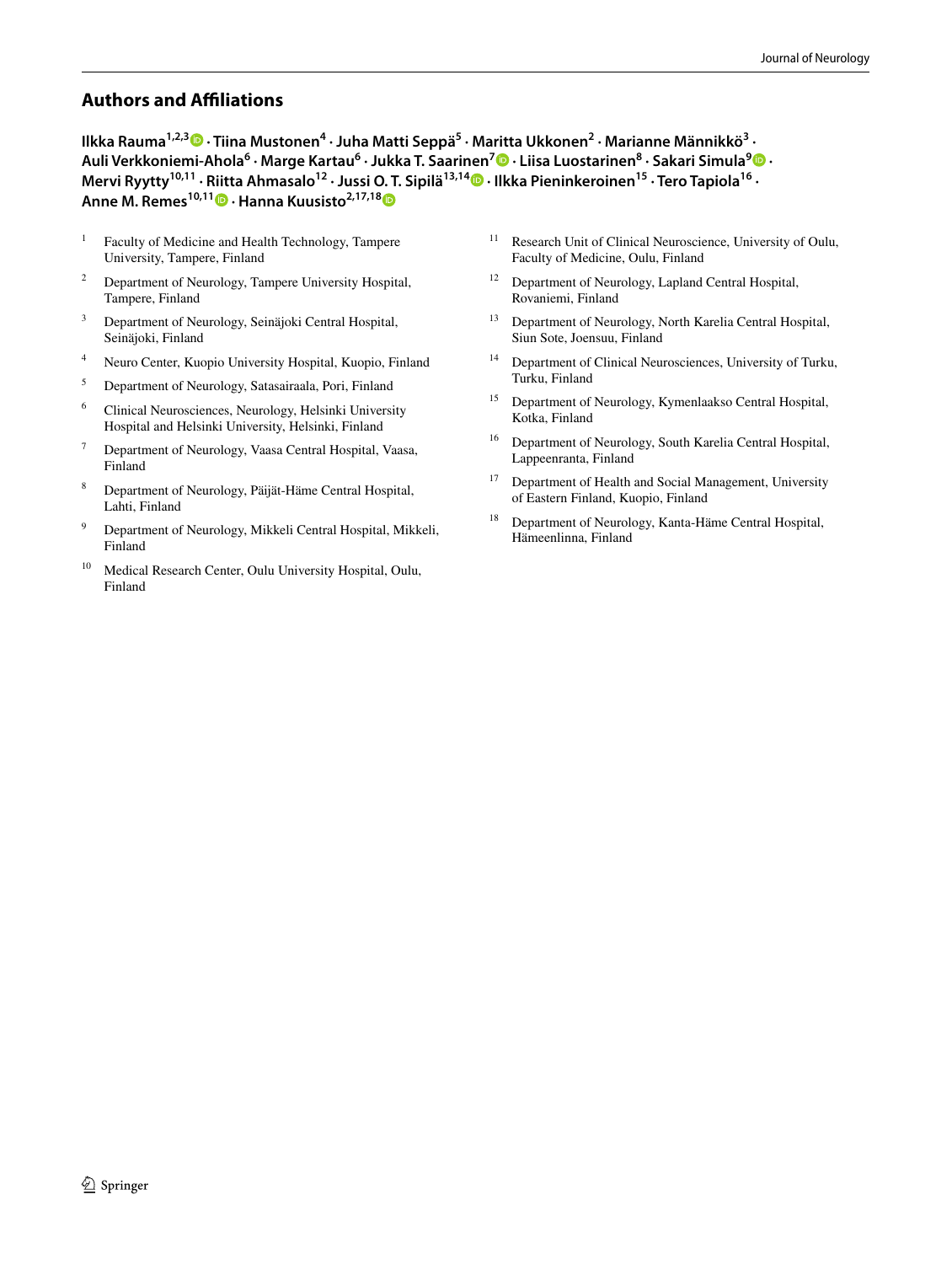## Authors and Affiliations

**Ilkka Rauma[1,2,3] · Tiina Mustonen[4] · Juha Matti Seppä[5] · Maritta Ukkonen[2] · Marianne Männikkö[3] · Auli Verkkoniemi-Ahola[6] · Marge Kartau[6] · Jukka T. Saarinen[7] · Liisa Luostarinen[8] · Sakari Simula[9] · Mervi Ryytty[10,11] · Riitta Ahmasalo[12] · Jussi O. T. Sipilä[13,14] · Ilkka Pieninkeroinen[15] · Tero Tapiola[16] · Anne M. Remes[10,11] · Hanna Kuusisto[2,17,18]**

[1] Faculty of Medicine and Health Technology, Tampere University, Tampere, Finland

[2] Department of Neurology, Tampere University Hospital, Tampere, Finland

[3] Department of Neurology, Seinäjoki Central Hospital, Seinäjoki, Finland

[4] Neuro Center, Kuopio University Hospital, Kuopio, Finland

[5] Department of Neurology, Satasairaala, Pori, Finland

[6] Clinical Neurosciences, Neurology, Helsinki University Hospital and Helsinki University, Helsinki, Finland

[7] Department of Neurology, Vaasa Central Hospital, Vaasa, Finland

[8] Department of Neurology, Päijät-Häme Central Hospital, Lahti, Finland

[9] Department of Neurology, Mikkeli Central Hospital, Mikkeli, Finland

[10] Medical Research Center, Oulu University Hospital, Oulu, Finland

[11] Research Unit of Clinical Neuroscience, University of Oulu, Faculty of Medicine, Oulu, Finland

[12] Department of Neurology, Lapland Central Hospital, Rovaniemi, Finland

[13] Department of Neurology, North Karelia Central Hospital, Siun Sote, Joensuu, Finland

[14] Department of Clinical Neurosciences, University of Turku, Turku, Finland

[15] Department of Neurology, Kymenlaakso Central Hospital, Kotka, Finland

[16] Department of Neurology, South Karelia Central Hospital, Lappeenranta, Finland

[17] Department of Health and Social Management, University of Eastern Finland, Kuopio, Finland

[18] Department of Neurology, Kanta-Häme Central Hospital, Hämeenlinna, Finland